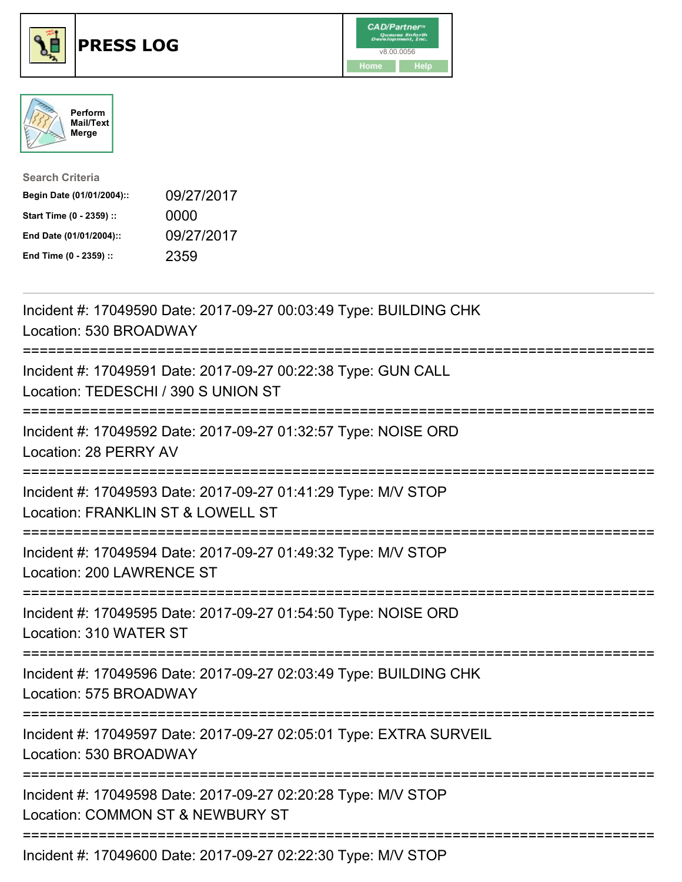# PRESS LOG

CAD/Partner v8.00.0056

Home | Help

Perform Mail/Text Merge

**Search Criteria**

| | |
|---|---|
| **Begin Date (01/01/2004)::** | 09/27/2017 |
| **Start Time (0 - 2359) ::** | 0000 |
| **End Date (01/01/2004)::** | 09/27/2017 |
| **End Time (0 - 2359) ::** | 2359 |

Incident #: 17049590 Date: 2017-09-27 00:03:49 Type: BUILDING CHK
Location: 530 BROADWAY

===========================================================================

Incident #: 17049591 Date: 2017-09-27 00:22:38 Type: GUN CALL
Location: TEDESCHI / 390 S UNION ST

===========================================================================

Incident #: 17049592 Date: 2017-09-27 01:32:57 Type: NOISE ORD
Location: 28 PERRY AV

===========================================================================

Incident #: 17049593 Date: 2017-09-27 01:41:29 Type: M/V STOP
Location: FRANKLIN ST & LOWELL ST

===========================================================================

Incident #: 17049594 Date: 2017-09-27 01:49:32 Type: M/V STOP
Location: 200 LAWRENCE ST

===========================================================================

Incident #: 17049595 Date: 2017-09-27 01:54:50 Type: NOISE ORD
Location: 310 WATER ST

===========================================================================

Incident #: 17049596 Date: 2017-09-27 02:03:49 Type: BUILDING CHK
Location: 575 BROADWAY

===========================================================================

Incident #: 17049597 Date: 2017-09-27 02:05:01 Type: EXTRA SURVEIL
Location: 530 BROADWAY

===========================================================================

Incident #: 17049598 Date: 2017-09-27 02:20:28 Type: M/V STOP
Location: COMMON ST & NEWBURY ST

===========================================================================

Incident #: 17049600 Date: 2017-09-27 02:22:30 Type: M/V STOP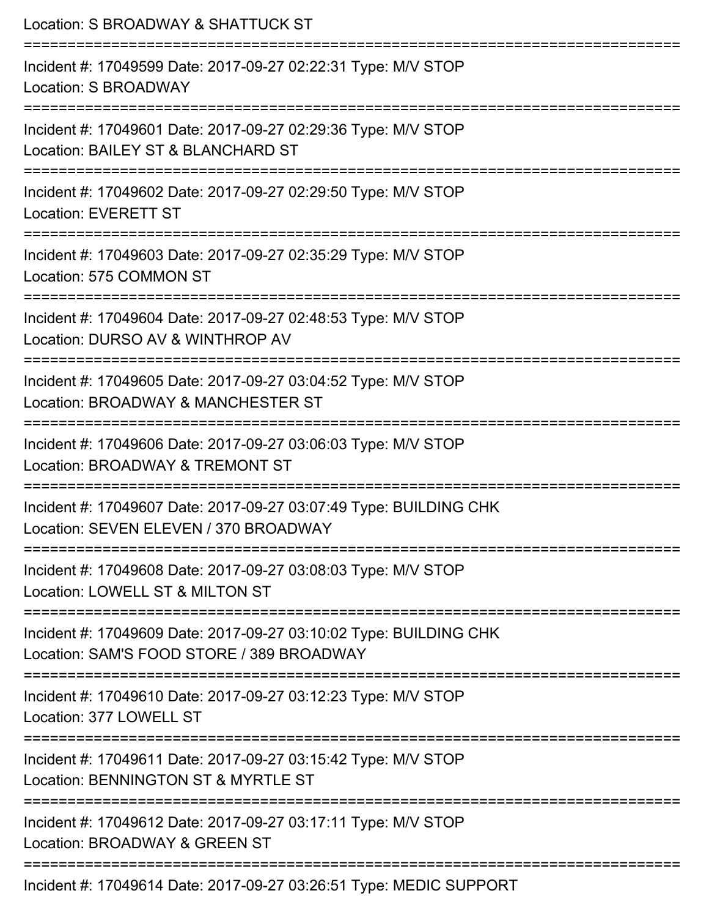Location: S BROADWAY & SHATTUCK ST

===========================================================================

Incident #: 17049599 Date: 2017-09-27 02:22:31 Type: M/V STOP
Location: S BROADWAY

===========================================================================

Incident #: 17049601 Date: 2017-09-27 02:29:36 Type: M/V STOP
Location: BAILEY ST & BLANCHARD ST

===========================================================================

Incident #: 17049602 Date: 2017-09-27 02:29:50 Type: M/V STOP
Location: EVERETT ST

===========================================================================

Incident #: 17049603 Date: 2017-09-27 02:35:29 Type: M/V STOP
Location: 575 COMMON ST

===========================================================================

Incident #: 17049604 Date: 2017-09-27 02:48:53 Type: M/V STOP
Location: DURSO AV & WINTHROP AV

===========================================================================

Incident #: 17049605 Date: 2017-09-27 03:04:52 Type: M/V STOP
Location: BROADWAY & MANCHESTER ST

===========================================================================

Incident #: 17049606 Date: 2017-09-27 03:06:03 Type: M/V STOP
Location: BROADWAY & TREMONT ST

===========================================================================

Incident #: 17049607 Date: 2017-09-27 03:07:49 Type: BUILDING CHK
Location: SEVEN ELEVEN / 370 BROADWAY

===========================================================================

Incident #: 17049608 Date: 2017-09-27 03:08:03 Type: M/V STOP
Location: LOWELL ST & MILTON ST

===========================================================================

Incident #: 17049609 Date: 2017-09-27 03:10:02 Type: BUILDING CHK
Location: SAM'S FOOD STORE / 389 BROADWAY

===========================================================================

Incident #: 17049610 Date: 2017-09-27 03:12:23 Type: M/V STOP
Location: 377 LOWELL ST

===========================================================================

Incident #: 17049611 Date: 2017-09-27 03:15:42 Type: M/V STOP
Location: BENNINGTON ST & MYRTLE ST

===========================================================================

Incident #: 17049612 Date: 2017-09-27 03:17:11 Type: M/V STOP
Location: BROADWAY & GREEN ST

===========================================================================

Incident #: 17049614 Date: 2017-09-27 03:26:51 Type: MEDIC SUPPORT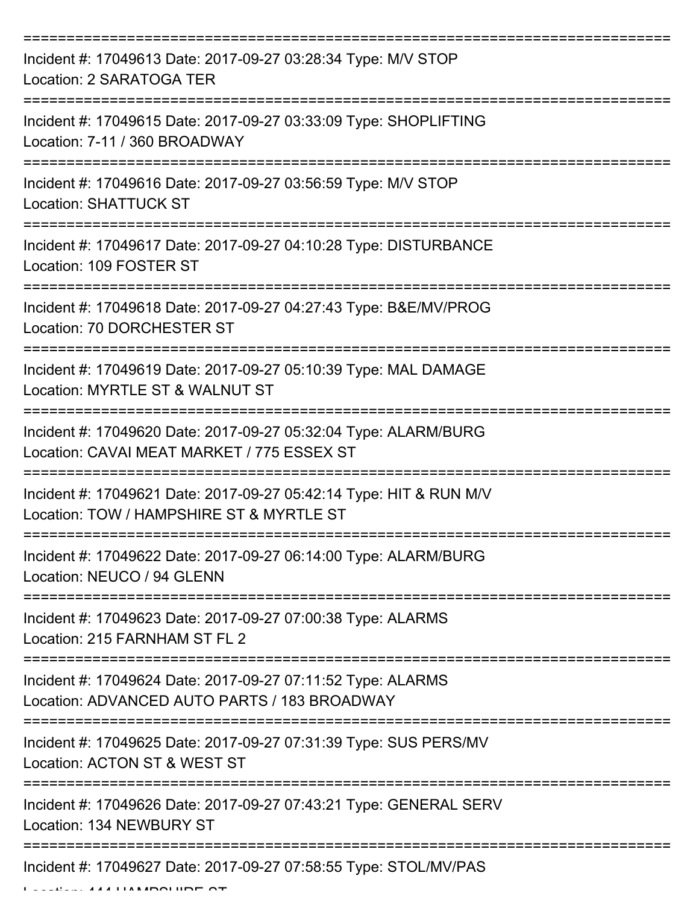===========================================================================

Incident #: 17049613 Date: 2017-09-27 03:28:34 Type: M/V STOP
Location: 2 SARATOGA TER

===========================================================================

Incident #: 17049615 Date: 2017-09-27 03:33:09 Type: SHOPLIFTING
Location: 7-11 / 360 BROADWAY

===========================================================================

Incident #: 17049616 Date: 2017-09-27 03:56:59 Type: M/V STOP
Location: SHATTUCK ST

===========================================================================

Incident #: 17049617 Date: 2017-09-27 04:10:28 Type: DISTURBANCE
Location: 109 FOSTER ST

===========================================================================

Incident #: 17049618 Date: 2017-09-27 04:27:43 Type: B&E/MV/PROG
Location: 70 DORCHESTER ST

===========================================================================

Incident #: 17049619 Date: 2017-09-27 05:10:39 Type: MAL DAMAGE
Location: MYRTLE ST & WALNUT ST

===========================================================================

Incident #: 17049620 Date: 2017-09-27 05:32:04 Type: ALARM/BURG
Location: CAVAI MEAT MARKET / 775 ESSEX ST

===========================================================================

Incident #: 17049621 Date: 2017-09-27 05:42:14 Type: HIT & RUN M/V
Location: TOW / HAMPSHIRE ST & MYRTLE ST

===========================================================================

Incident #: 17049622 Date: 2017-09-27 06:14:00 Type: ALARM/BURG
Location: NEUCO / 94 GLENN

===========================================================================

Incident #: 17049623 Date: 2017-09-27 07:00:38 Type: ALARMS
Location: 215 FARNHAM ST FL 2

===========================================================================

Incident #: 17049624 Date: 2017-09-27 07:11:52 Type: ALARMS
Location: ADVANCED AUTO PARTS / 183 BROADWAY

===========================================================================

Incident #: 17049625 Date: 2017-09-27 07:31:39 Type: SUS PERS/MV
Location: ACTON ST & WEST ST

===========================================================================

Incident #: 17049626 Date: 2017-09-27 07:43:21 Type: GENERAL SERV
Location: 134 NEWBURY ST

===========================================================================

Incident #: 17049627 Date: 2017-09-27 07:58:55 Type: STOL/MV/PAS
Location: 444 HAMPSHIRE ST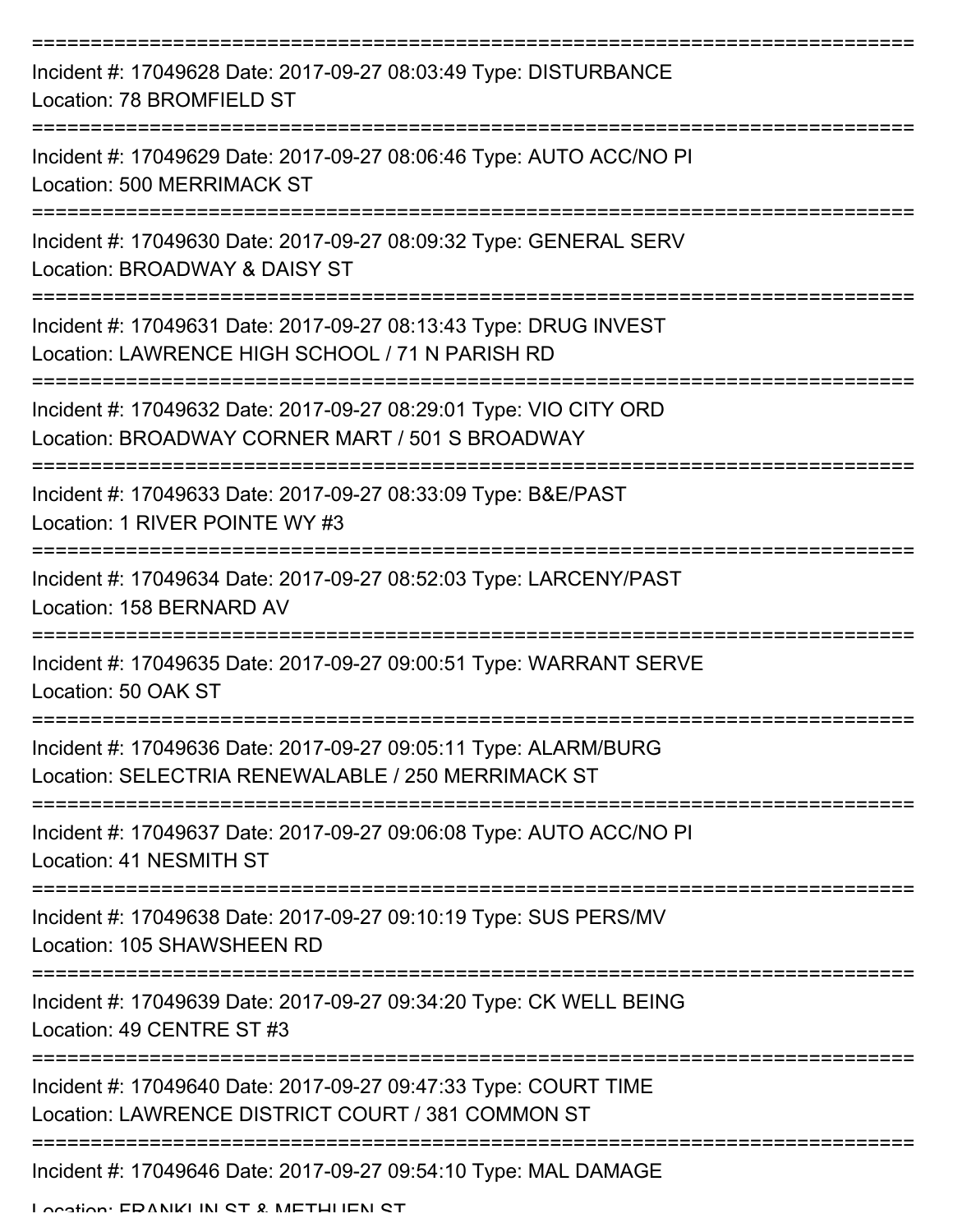===========================================================================

Incident #: 17049628 Date: 2017-09-27 08:03:49 Type: DISTURBANCE
Location: 78 BROMFIELD ST

===========================================================================

Incident #: 17049629 Date: 2017-09-27 08:06:46 Type: AUTO ACC/NO PI
Location: 500 MERRIMACK ST

===========================================================================

Incident #: 17049630 Date: 2017-09-27 08:09:32 Type: GENERAL SERV
Location: BROADWAY & DAISY ST

===========================================================================

Incident #: 17049631 Date: 2017-09-27 08:13:43 Type: DRUG INVEST
Location: LAWRENCE HIGH SCHOOL / 71 N PARISH RD

===========================================================================

Incident #: 17049632 Date: 2017-09-27 08:29:01 Type: VIO CITY ORD
Location: BROADWAY CORNER MART / 501 S BROADWAY

===========================================================================

Incident #: 17049633 Date: 2017-09-27 08:33:09 Type: B&E/PAST
Location: 1 RIVER POINTE WY #3

===========================================================================

Incident #: 17049634 Date: 2017-09-27 08:52:03 Type: LARCENY/PAST
Location: 158 BERNARD AV

===========================================================================

Incident #: 17049635 Date: 2017-09-27 09:00:51 Type: WARRANT SERVE
Location: 50 OAK ST

===========================================================================

Incident #: 17049636 Date: 2017-09-27 09:05:11 Type: ALARM/BURG
Location: SELECTRIA RENEWALABLE / 250 MERRIMACK ST

===========================================================================

Incident #: 17049637 Date: 2017-09-27 09:06:08 Type: AUTO ACC/NO PI
Location: 41 NESMITH ST

===========================================================================

Incident #: 17049638 Date: 2017-09-27 09:10:19 Type: SUS PERS/MV
Location: 105 SHAWSHEEN RD

===========================================================================

Incident #: 17049639 Date: 2017-09-27 09:34:20 Type: CK WELL BEING
Location: 49 CENTRE ST #3

===========================================================================

Incident #: 17049640 Date: 2017-09-27 09:47:33 Type: COURT TIME
Location: LAWRENCE DISTRICT COURT / 381 COMMON ST

===========================================================================

Incident #: 17049646 Date: 2017-09-27 09:54:10 Type: MAL DAMAGE
Location: FRANKLIN ST & METHUEN ST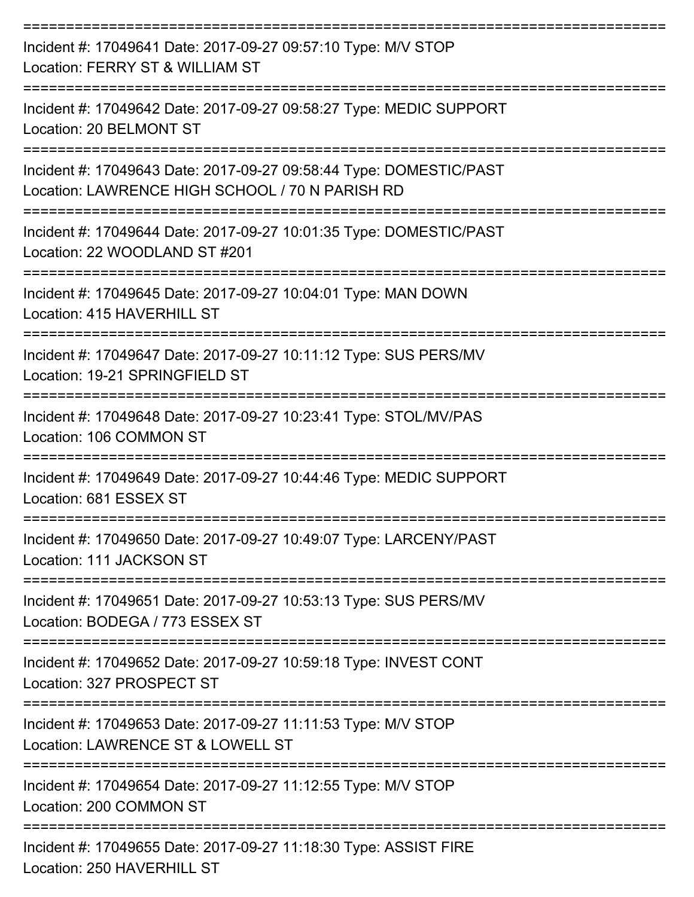===========================================================================

Incident #: 17049641 Date: 2017-09-27 09:57:10 Type: M/V STOP
Location: FERRY ST & WILLIAM ST

===========================================================================

Incident #: 17049642 Date: 2017-09-27 09:58:27 Type: MEDIC SUPPORT
Location: 20 BELMONT ST

===========================================================================

Incident #: 17049643 Date: 2017-09-27 09:58:44 Type: DOMESTIC/PAST
Location: LAWRENCE HIGH SCHOOL / 70 N PARISH RD

===========================================================================

Incident #: 17049644 Date: 2017-09-27 10:01:35 Type: DOMESTIC/PAST
Location: 22 WOODLAND ST #201

===========================================================================

Incident #: 17049645 Date: 2017-09-27 10:04:01 Type: MAN DOWN
Location: 415 HAVERHILL ST

===========================================================================

Incident #: 17049647 Date: 2017-09-27 10:11:12 Type: SUS PERS/MV
Location: 19-21 SPRINGFIELD ST

===========================================================================

Incident #: 17049648 Date: 2017-09-27 10:23:41 Type: STOL/MV/PAS
Location: 106 COMMON ST

===========================================================================

Incident #: 17049649 Date: 2017-09-27 10:44:46 Type: MEDIC SUPPORT
Location: 681 ESSEX ST

===========================================================================

Incident #: 17049650 Date: 2017-09-27 10:49:07 Type: LARCENY/PAST
Location: 111 JACKSON ST

===========================================================================

Incident #: 17049651 Date: 2017-09-27 10:53:13 Type: SUS PERS/MV
Location: BODEGA / 773 ESSEX ST

===========================================================================

Incident #: 17049652 Date: 2017-09-27 10:59:18 Type: INVEST CONT
Location: 327 PROSPECT ST

===========================================================================

Incident #: 17049653 Date: 2017-09-27 11:11:53 Type: M/V STOP
Location: LAWRENCE ST & LOWELL ST

===========================================================================

Incident #: 17049654 Date: 2017-09-27 11:12:55 Type: M/V STOP
Location: 200 COMMON ST

===========================================================================

Incident #: 17049655 Date: 2017-09-27 11:18:30 Type: ASSIST FIRE
Location: 250 HAVERHILL ST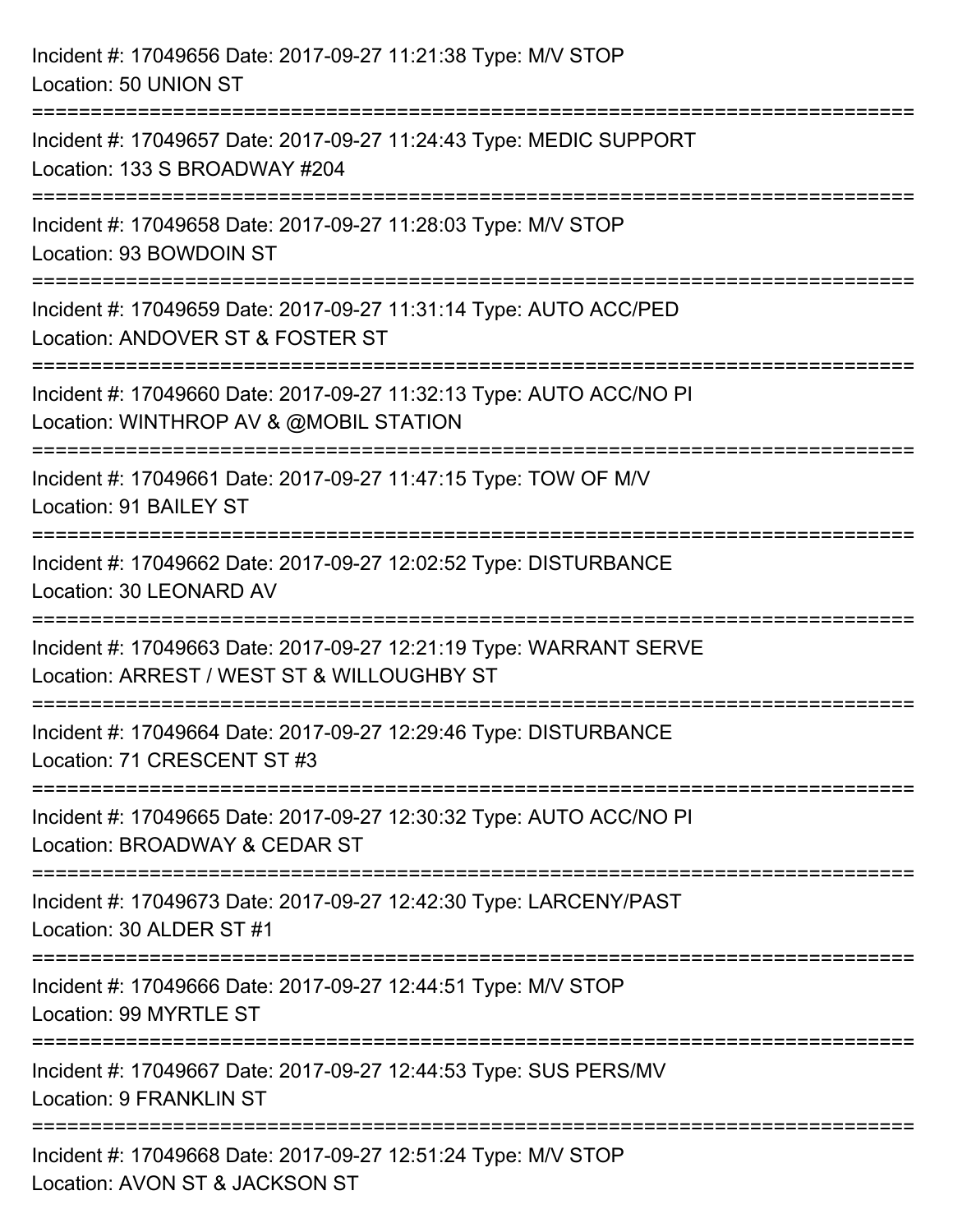Incident #: 17049656 Date: 2017-09-27 11:21:38 Type: M/V STOP
Location: 50 UNION ST

===========================================================================

Incident #: 17049657 Date: 2017-09-27 11:24:43 Type: MEDIC SUPPORT
Location: 133 S BROADWAY #204

===========================================================================

Incident #: 17049658 Date: 2017-09-27 11:28:03 Type: M/V STOP
Location: 93 BOWDOIN ST

===========================================================================

Incident #: 17049659 Date: 2017-09-27 11:31:14 Type: AUTO ACC/PED
Location: ANDOVER ST & FOSTER ST

===========================================================================

Incident #: 17049660 Date: 2017-09-27 11:32:13 Type: AUTO ACC/NO PI
Location: WINTHROP AV & @MOBIL STATION

===========================================================================

Incident #: 17049661 Date: 2017-09-27 11:47:15 Type: TOW OF M/V
Location: 91 BAILEY ST

===========================================================================

Incident #: 17049662 Date: 2017-09-27 12:02:52 Type: DISTURBANCE
Location: 30 LEONARD AV

===========================================================================

Incident #: 17049663 Date: 2017-09-27 12:21:19 Type: WARRANT SERVE
Location: ARREST / WEST ST & WILLOUGHBY ST

===========================================================================

Incident #: 17049664 Date: 2017-09-27 12:29:46 Type: DISTURBANCE
Location: 71 CRESCENT ST #3

===========================================================================

Incident #: 17049665 Date: 2017-09-27 12:30:32 Type: AUTO ACC/NO PI
Location: BROADWAY & CEDAR ST

===========================================================================

Incident #: 17049673 Date: 2017-09-27 12:42:30 Type: LARCENY/PAST
Location: 30 ALDER ST #1

===========================================================================

Incident #: 17049666 Date: 2017-09-27 12:44:51 Type: M/V STOP
Location: 99 MYRTLE ST

===========================================================================

Incident #: 17049667 Date: 2017-09-27 12:44:53 Type: SUS PERS/MV
Location: 9 FRANKLIN ST

===========================================================================

Incident #: 17049668 Date: 2017-09-27 12:51:24 Type: M/V STOP
Location: AVON ST & JACKSON ST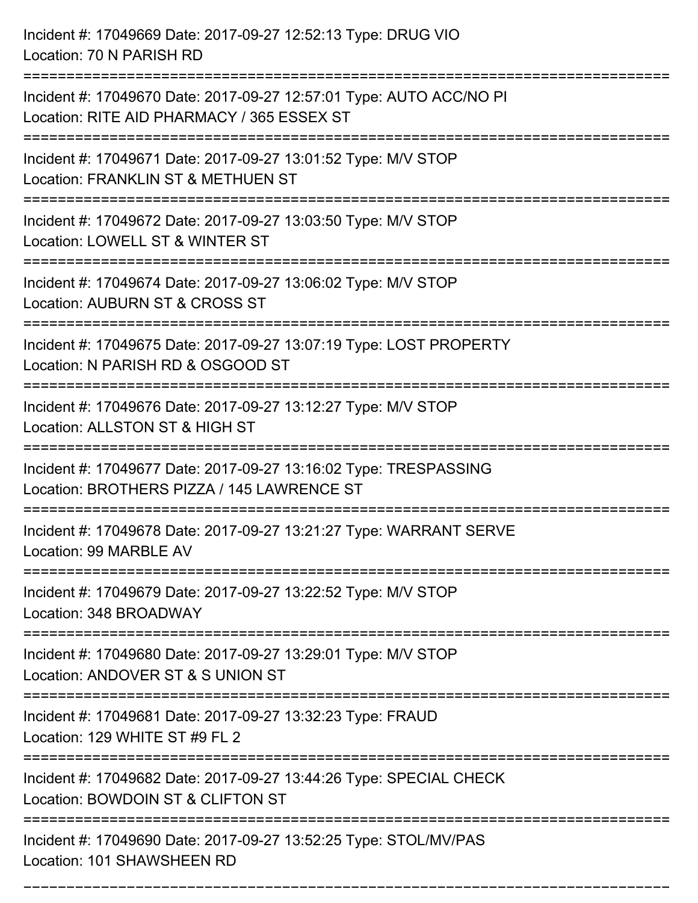Incident #: 17049669 Date: 2017-09-27 12:52:13 Type: DRUG VIO
Location: 70 N PARISH RD

===========================================================================

Incident #: 17049670 Date: 2017-09-27 12:57:01 Type: AUTO ACC/NO PI
Location: RITE AID PHARMACY / 365 ESSEX ST

===========================================================================

Incident #: 17049671 Date: 2017-09-27 13:01:52 Type: M/V STOP
Location: FRANKLIN ST & METHUEN ST

===========================================================================

Incident #: 17049672 Date: 2017-09-27 13:03:50 Type: M/V STOP
Location: LOWELL ST & WINTER ST

===========================================================================

Incident #: 17049674 Date: 2017-09-27 13:06:02 Type: M/V STOP
Location: AUBURN ST & CROSS ST

===========================================================================

Incident #: 17049675 Date: 2017-09-27 13:07:19 Type: LOST PROPERTY
Location: N PARISH RD & OSGOOD ST

===========================================================================

Incident #: 17049676 Date: 2017-09-27 13:12:27 Type: M/V STOP
Location: ALLSTON ST & HIGH ST

===========================================================================

Incident #: 17049677 Date: 2017-09-27 13:16:02 Type: TRESPASSING
Location: BROTHERS PIZZA / 145 LAWRENCE ST

===========================================================================

Incident #: 17049678 Date: 2017-09-27 13:21:27 Type: WARRANT SERVE
Location: 99 MARBLE AV

===========================================================================

Incident #: 17049679 Date: 2017-09-27 13:22:52 Type: M/V STOP
Location: 348 BROADWAY

===========================================================================

Incident #: 17049680 Date: 2017-09-27 13:29:01 Type: M/V STOP
Location: ANDOVER ST & S UNION ST

===========================================================================

Incident #: 17049681 Date: 2017-09-27 13:32:23 Type: FRAUD
Location: 129 WHITE ST #9 FL 2

===========================================================================

Incident #: 17049682 Date: 2017-09-27 13:44:26 Type: SPECIAL CHECK
Location: BOWDOIN ST & CLIFTON ST

===========================================================================

Incident #: 17049690 Date: 2017-09-27 13:52:25 Type: STOL/MV/PAS
Location: 101 SHAWSHEEN RD

===========================================================================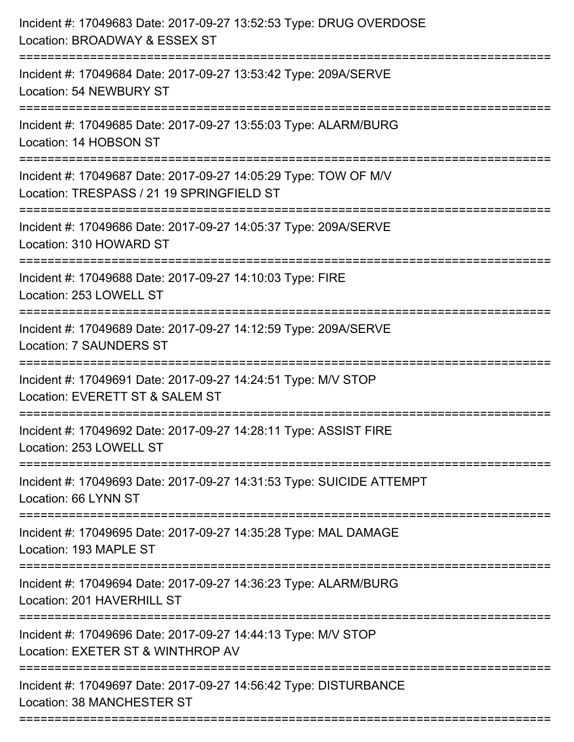Incident #: 17049683 Date: 2017-09-27 13:52:53 Type: DRUG OVERDOSE
Location: BROADWAY & ESSEX ST

===========================================================================

Incident #: 17049684 Date: 2017-09-27 13:53:42 Type: 209A/SERVE
Location: 54 NEWBURY ST

===========================================================================

Incident #: 17049685 Date: 2017-09-27 13:55:03 Type: ALARM/BURG
Location: 14 HOBSON ST

===========================================================================

Incident #: 17049687 Date: 2017-09-27 14:05:29 Type: TOW OF M/V
Location: TRESPASS / 21 19 SPRINGFIELD ST

===========================================================================

Incident #: 17049686 Date: 2017-09-27 14:05:37 Type: 209A/SERVE
Location: 310 HOWARD ST

===========================================================================

Incident #: 17049688 Date: 2017-09-27 14:10:03 Type: FIRE
Location: 253 LOWELL ST

===========================================================================

Incident #: 17049689 Date: 2017-09-27 14:12:59 Type: 209A/SERVE
Location: 7 SAUNDERS ST

===========================================================================

Incident #: 17049691 Date: 2017-09-27 14:24:51 Type: M/V STOP
Location: EVERETT ST & SALEM ST

===========================================================================

Incident #: 17049692 Date: 2017-09-27 14:28:11 Type: ASSIST FIRE
Location: 253 LOWELL ST

===========================================================================

Incident #: 17049693 Date: 2017-09-27 14:31:53 Type: SUICIDE ATTEMPT
Location: 66 LYNN ST

===========================================================================

Incident #: 17049695 Date: 2017-09-27 14:35:28 Type: MAL DAMAGE
Location: 193 MAPLE ST

===========================================================================

Incident #: 17049694 Date: 2017-09-27 14:36:23 Type: ALARM/BURG
Location: 201 HAVERHILL ST

===========================================================================

Incident #: 17049696 Date: 2017-09-27 14:44:13 Type: M/V STOP
Location: EXETER ST & WINTHROP AV

===========================================================================

Incident #: 17049697 Date: 2017-09-27 14:56:42 Type: DISTURBANCE
Location: 38 MANCHESTER ST

===========================================================================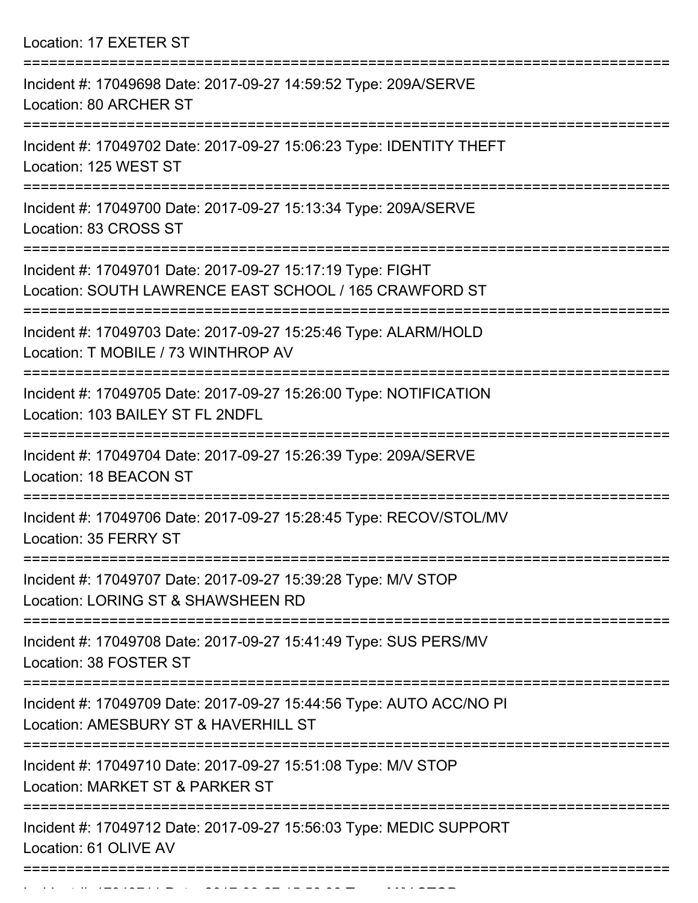Location: 17 EXETER ST

===========================================================================

Incident #: 17049698 Date: 2017-09-27 14:59:52 Type: 209A/SERVE
Location: 80 ARCHER ST

===========================================================================

Incident #: 17049702 Date: 2017-09-27 15:06:23 Type: IDENTITY THEFT
Location: 125 WEST ST

===========================================================================

Incident #: 17049700 Date: 2017-09-27 15:13:34 Type: 209A/SERVE
Location: 83 CROSS ST

===========================================================================

Incident #: 17049701 Date: 2017-09-27 15:17:19 Type: FIGHT
Location: SOUTH LAWRENCE EAST SCHOOL / 165 CRAWFORD ST

===========================================================================

Incident #: 17049703 Date: 2017-09-27 15:25:46 Type: ALARM/HOLD
Location: T MOBILE / 73 WINTHROP AV

===========================================================================

Incident #: 17049705 Date: 2017-09-27 15:26:00 Type: NOTIFICATION
Location: 103 BAILEY ST FL 2NDFL

===========================================================================

Incident #: 17049704 Date: 2017-09-27 15:26:39 Type: 209A/SERVE
Location: 18 BEACON ST

===========================================================================

Incident #: 17049706 Date: 2017-09-27 15:28:45 Type: RECOV/STOL/MV
Location: 35 FERRY ST

===========================================================================

Incident #: 17049707 Date: 2017-09-27 15:39:28 Type: M/V STOP
Location: LORING ST & SHAWSHEEN RD

===========================================================================

Incident #: 17049708 Date: 2017-09-27 15:41:49 Type: SUS PERS/MV
Location: 38 FOSTER ST

===========================================================================

Incident #: 17049709 Date: 2017-09-27 15:44:56 Type: AUTO ACC/NO PI
Location: AMESBURY ST & HAVERHILL ST

===========================================================================

Incident #: 17049710 Date: 2017-09-27 15:51:08 Type: M/V STOP
Location: MARKET ST & PARKER ST

===========================================================================

Incident #: 17049712 Date: 2017-09-27 15:56:03 Type: MEDIC SUPPORT
Location: 61 OLIVE AV

===========================================================================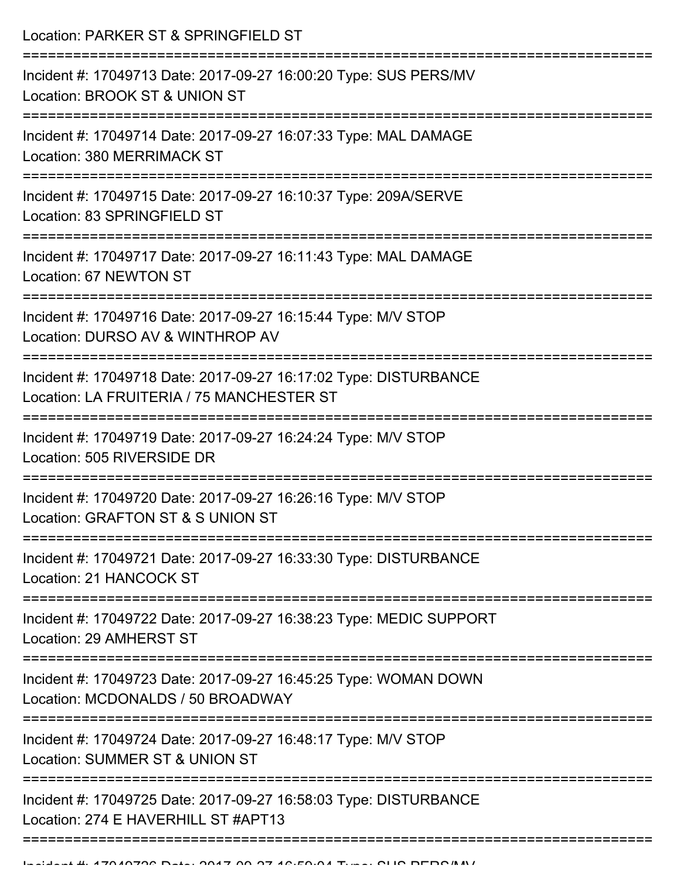Location: PARKER ST & SPRINGFIELD ST

===========================================================================

Incident #: 17049713 Date: 2017-09-27 16:00:20 Type: SUS PERS/MV
Location: BROOK ST & UNION ST

===========================================================================

Incident #: 17049714 Date: 2017-09-27 16:07:33 Type: MAL DAMAGE
Location: 380 MERRIMACK ST

===========================================================================

Incident #: 17049715 Date: 2017-09-27 16:10:37 Type: 209A/SERVE
Location: 83 SPRINGFIELD ST

===========================================================================

Incident #: 17049717 Date: 2017-09-27 16:11:43 Type: MAL DAMAGE
Location: 67 NEWTON ST

===========================================================================

Incident #: 17049716 Date: 2017-09-27 16:15:44 Type: M/V STOP
Location: DURSO AV & WINTHROP AV

===========================================================================

Incident #: 17049718 Date: 2017-09-27 16:17:02 Type: DISTURBANCE
Location: LA FRUITERIA / 75 MANCHESTER ST

===========================================================================

Incident #: 17049719 Date: 2017-09-27 16:24:24 Type: M/V STOP
Location: 505 RIVERSIDE DR

===========================================================================

Incident #: 17049720 Date: 2017-09-27 16:26:16 Type: M/V STOP
Location: GRAFTON ST & S UNION ST

===========================================================================

Incident #: 17049721 Date: 2017-09-27 16:33:30 Type: DISTURBANCE
Location: 21 HANCOCK ST

===========================================================================

Incident #: 17049722 Date: 2017-09-27 16:38:23 Type: MEDIC SUPPORT
Location: 29 AMHERST ST

===========================================================================

Incident #: 17049723 Date: 2017-09-27 16:45:25 Type: WOMAN DOWN
Location: MCDONALDS / 50 BROADWAY

===========================================================================

Incident #: 17049724 Date: 2017-09-27 16:48:17 Type: M/V STOP
Location: SUMMER ST & UNION ST

===========================================================================

Incident #: 17049725 Date: 2017-09-27 16:58:03 Type: DISTURBANCE
Location: 274 E HAVERHILL ST #APT13

===========================================================================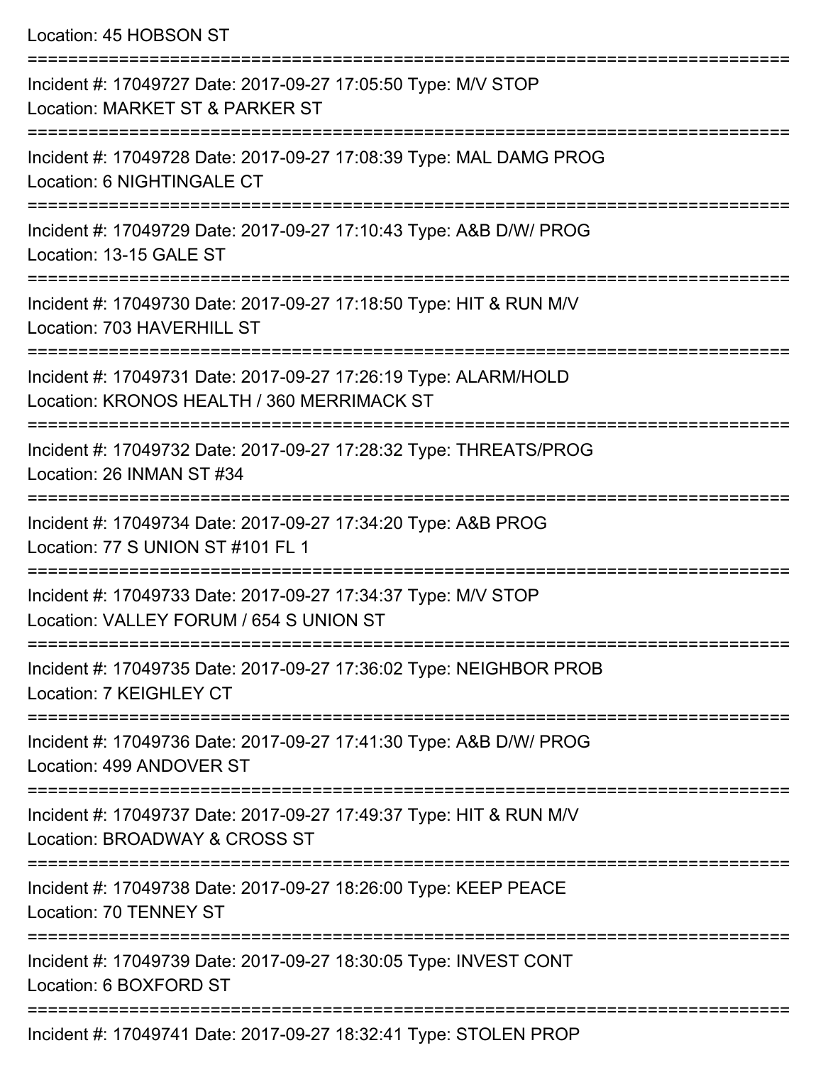Location: 45 HOBSON ST

===========================================================================

Incident #: 17049727 Date: 2017-09-27 17:05:50 Type: M/V STOP
Location: MARKET ST & PARKER ST

===========================================================================

Incident #: 17049728 Date: 2017-09-27 17:08:39 Type: MAL DAMG PROG
Location: 6 NIGHTINGALE CT

===========================================================================

Incident #: 17049729 Date: 2017-09-27 17:10:43 Type: A&B D/W/ PROG
Location: 13-15 GALE ST

===========================================================================

Incident #: 17049730 Date: 2017-09-27 17:18:50 Type: HIT & RUN M/V
Location: 703 HAVERHILL ST

===========================================================================

Incident #: 17049731 Date: 2017-09-27 17:26:19 Type: ALARM/HOLD
Location: KRONOS HEALTH / 360 MERRIMACK ST

===========================================================================

Incident #: 17049732 Date: 2017-09-27 17:28:32 Type: THREATS/PROG
Location: 26 INMAN ST #34

===========================================================================

Incident #: 17049734 Date: 2017-09-27 17:34:20 Type: A&B PROG
Location: 77 S UNION ST #101 FL 1

===========================================================================

Incident #: 17049733 Date: 2017-09-27 17:34:37 Type: M/V STOP
Location: VALLEY FORUM / 654 S UNION ST

===========================================================================

Incident #: 17049735 Date: 2017-09-27 17:36:02 Type: NEIGHBOR PROB
Location: 7 KEIGHLEY CT

===========================================================================

Incident #: 17049736 Date: 2017-09-27 17:41:30 Type: A&B D/W/ PROG
Location: 499 ANDOVER ST

===========================================================================

Incident #: 17049737 Date: 2017-09-27 17:49:37 Type: HIT & RUN M/V
Location: BROADWAY & CROSS ST

===========================================================================

Incident #: 17049738 Date: 2017-09-27 18:26:00 Type: KEEP PEACE
Location: 70 TENNEY ST

===========================================================================

Incident #: 17049739 Date: 2017-09-27 18:30:05 Type: INVEST CONT
Location: 6 BOXFORD ST

===========================================================================

Incident #: 17049741 Date: 2017-09-27 18:32:41 Type: STOLEN PROP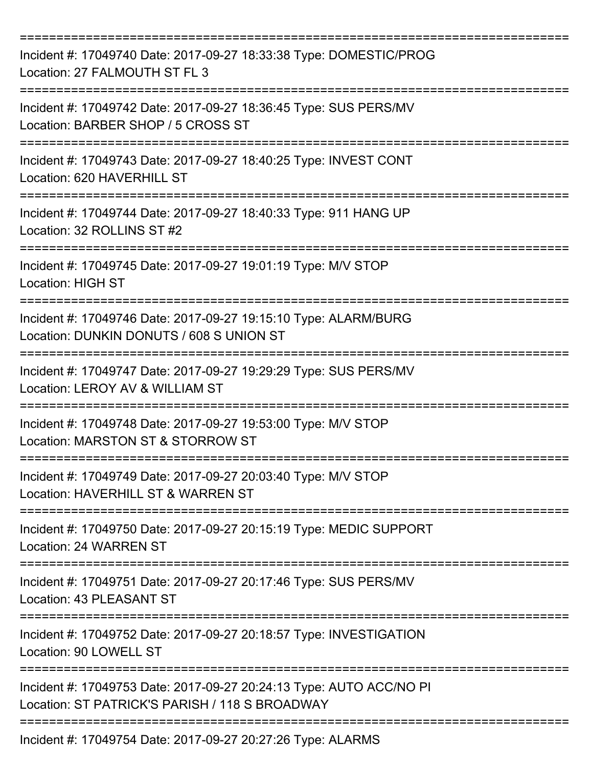===========================================================================

Incident #: 17049740 Date: 2017-09-27 18:33:38 Type: DOMESTIC/PROG
Location: 27 FALMOUTH ST FL 3

===========================================================================

Incident #: 17049742 Date: 2017-09-27 18:36:45 Type: SUS PERS/MV
Location: BARBER SHOP / 5 CROSS ST

===========================================================================

Incident #: 17049743 Date: 2017-09-27 18:40:25 Type: INVEST CONT
Location: 620 HAVERHILL ST

===========================================================================

Incident #: 17049744 Date: 2017-09-27 18:40:33 Type: 911 HANG UP
Location: 32 ROLLINS ST #2

===========================================================================

Incident #: 17049745 Date: 2017-09-27 19:01:19 Type: M/V STOP
Location: HIGH ST

===========================================================================

Incident #: 17049746 Date: 2017-09-27 19:15:10 Type: ALARM/BURG
Location: DUNKIN DONUTS / 608 S UNION ST

===========================================================================

Incident #: 17049747 Date: 2017-09-27 19:29:29 Type: SUS PERS/MV
Location: LEROY AV & WILLIAM ST

===========================================================================

Incident #: 17049748 Date: 2017-09-27 19:53:00 Type: M/V STOP
Location: MARSTON ST & STORROW ST

===========================================================================

Incident #: 17049749 Date: 2017-09-27 20:03:40 Type: M/V STOP
Location: HAVERHILL ST & WARREN ST

===========================================================================

Incident #: 17049750 Date: 2017-09-27 20:15:19 Type: MEDIC SUPPORT
Location: 24 WARREN ST

===========================================================================

Incident #: 17049751 Date: 2017-09-27 20:17:46 Type: SUS PERS/MV
Location: 43 PLEASANT ST

===========================================================================

Incident #: 17049752 Date: 2017-09-27 20:18:57 Type: INVESTIGATION
Location: 90 LOWELL ST

===========================================================================

Incident #: 17049753 Date: 2017-09-27 20:24:13 Type: AUTO ACC/NO PI
Location: ST PATRICK'S PARISH / 118 S BROADWAY

===========================================================================

Incident #: 17049754 Date: 2017-09-27 20:27:26 Type: ALARMS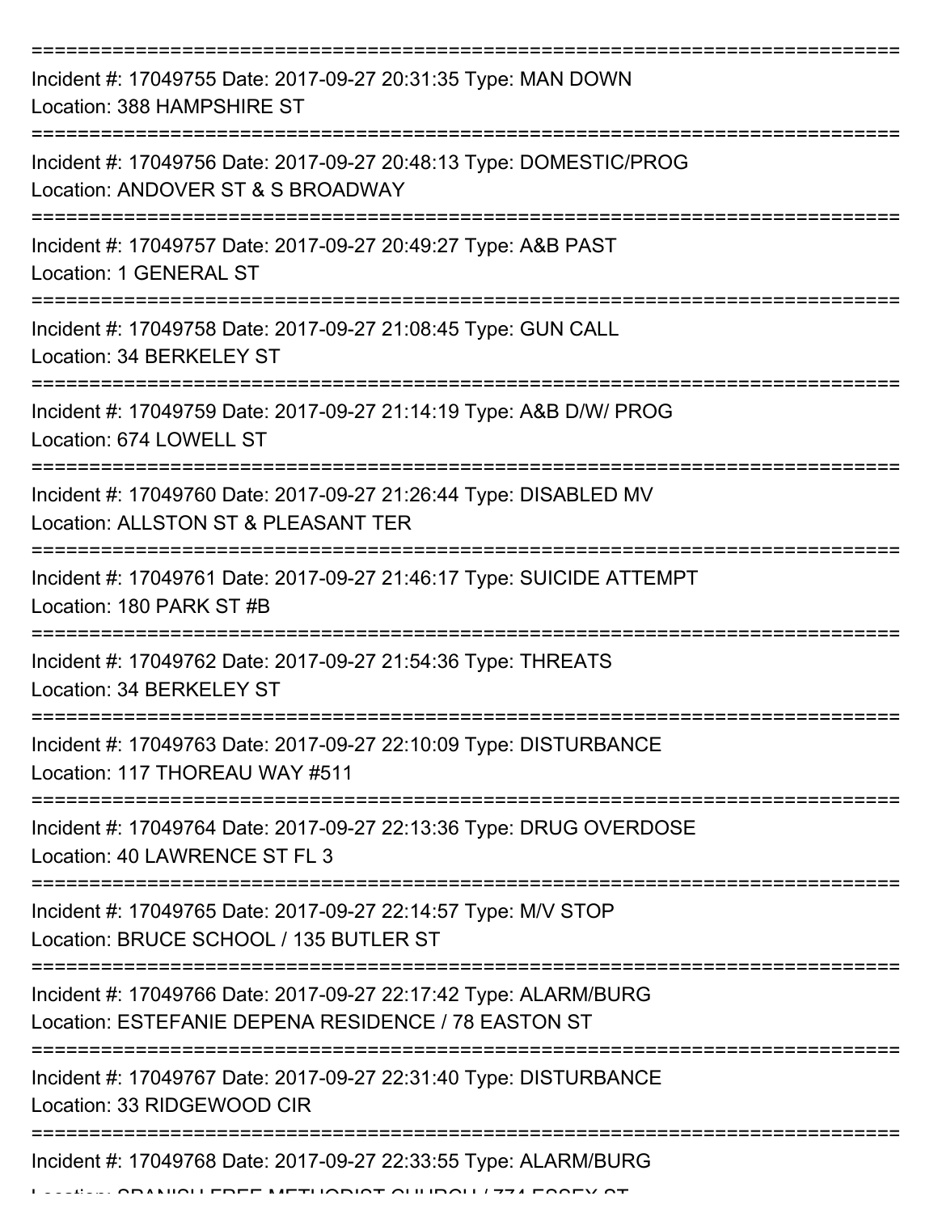===========================================================================

Incident #: 17049755 Date: 2017-09-27 20:31:35 Type: MAN DOWN
Location: 388 HAMPSHIRE ST

===========================================================================

Incident #: 17049756 Date: 2017-09-27 20:48:13 Type: DOMESTIC/PROG
Location: ANDOVER ST & S BROADWAY

===========================================================================

Incident #: 17049757 Date: 2017-09-27 20:49:27 Type: A&B PAST
Location: 1 GENERAL ST

===========================================================================

Incident #: 17049758 Date: 2017-09-27 21:08:45 Type: GUN CALL
Location: 34 BERKELEY ST

===========================================================================

Incident #: 17049759 Date: 2017-09-27 21:14:19 Type: A&B D/W/ PROG
Location: 674 LOWELL ST

===========================================================================

Incident #: 17049760 Date: 2017-09-27 21:26:44 Type: DISABLED MV
Location: ALLSTON ST & PLEASANT TER

===========================================================================

Incident #: 17049761 Date: 2017-09-27 21:46:17 Type: SUICIDE ATTEMPT
Location: 180 PARK ST #B

===========================================================================

Incident #: 17049762 Date: 2017-09-27 21:54:36 Type: THREATS
Location: 34 BERKELEY ST

===========================================================================

Incident #: 17049763 Date: 2017-09-27 22:10:09 Type: DISTURBANCE
Location: 117 THOREAU WAY #511

===========================================================================

Incident #: 17049764 Date: 2017-09-27 22:13:36 Type: DRUG OVERDOSE
Location: 40 LAWRENCE ST FL 3

===========================================================================

Incident #: 17049765 Date: 2017-09-27 22:14:57 Type: M/V STOP
Location: BRUCE SCHOOL / 135 BUTLER ST

===========================================================================

Incident #: 17049766 Date: 2017-09-27 22:17:42 Type: ALARM/BURG
Location: ESTEFANIE DEPENA RESIDENCE / 78 EASTON ST

===========================================================================

Incident #: 17049767 Date: 2017-09-27 22:31:40 Type: DISTURBANCE
Location: 33 RIDGEWOOD CIR

===========================================================================

Incident #: 17049768 Date: 2017-09-27 22:33:55 Type: ALARM/BURG
Location: SPANISH FREE METHODIST CHURCH / 774 ESSEX ST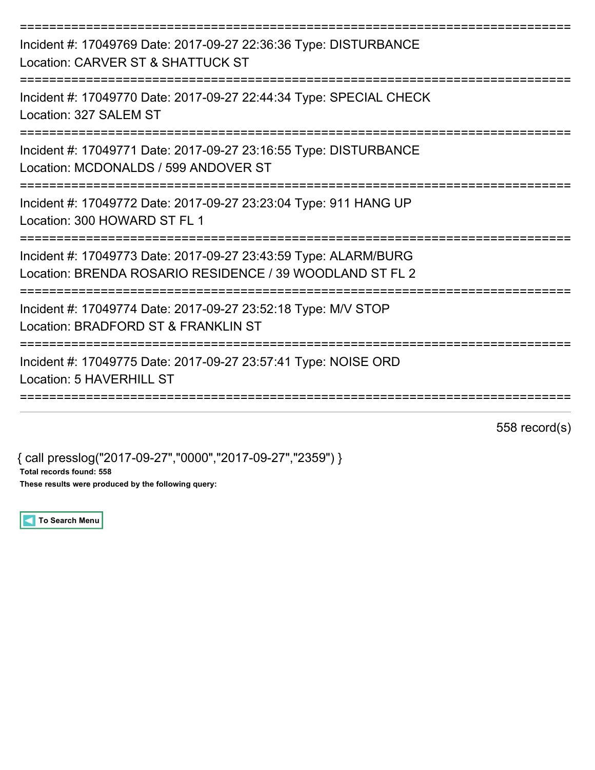===========================================================================

Incident #: 17049769 Date: 2017-09-27 22:36:36 Type: DISTURBANCE
Location: CARVER ST & SHATTUCK ST

===========================================================================

Incident #: 17049770 Date: 2017-09-27 22:44:34 Type: SPECIAL CHECK
Location: 327 SALEM ST

===========================================================================

Incident #: 17049771 Date: 2017-09-27 23:16:55 Type: DISTURBANCE
Location: MCDONALDS / 599 ANDOVER ST

===========================================================================

Incident #: 17049772 Date: 2017-09-27 23:23:04 Type: 911 HANG UP
Location: 300 HOWARD ST FL 1

===========================================================================

Incident #: 17049773 Date: 2017-09-27 23:43:59 Type: ALARM/BURG
Location: BRENDA ROSARIO RESIDENCE / 39 WOODLAND ST FL 2

===========================================================================

Incident #: 17049774 Date: 2017-09-27 23:52:18 Type: M/V STOP
Location: BRADFORD ST & FRANKLIN ST

===========================================================================

Incident #: 17049775 Date: 2017-09-27 23:57:41 Type: NOISE ORD
Location: 5 HAVERHILL ST

===========================================================================

558 record(s)

{ call presslog("2017-09-27","0000","2017-09-27","2359") }

**Total records found: 558**

**These results were produced by the following query:**

To Search Menu